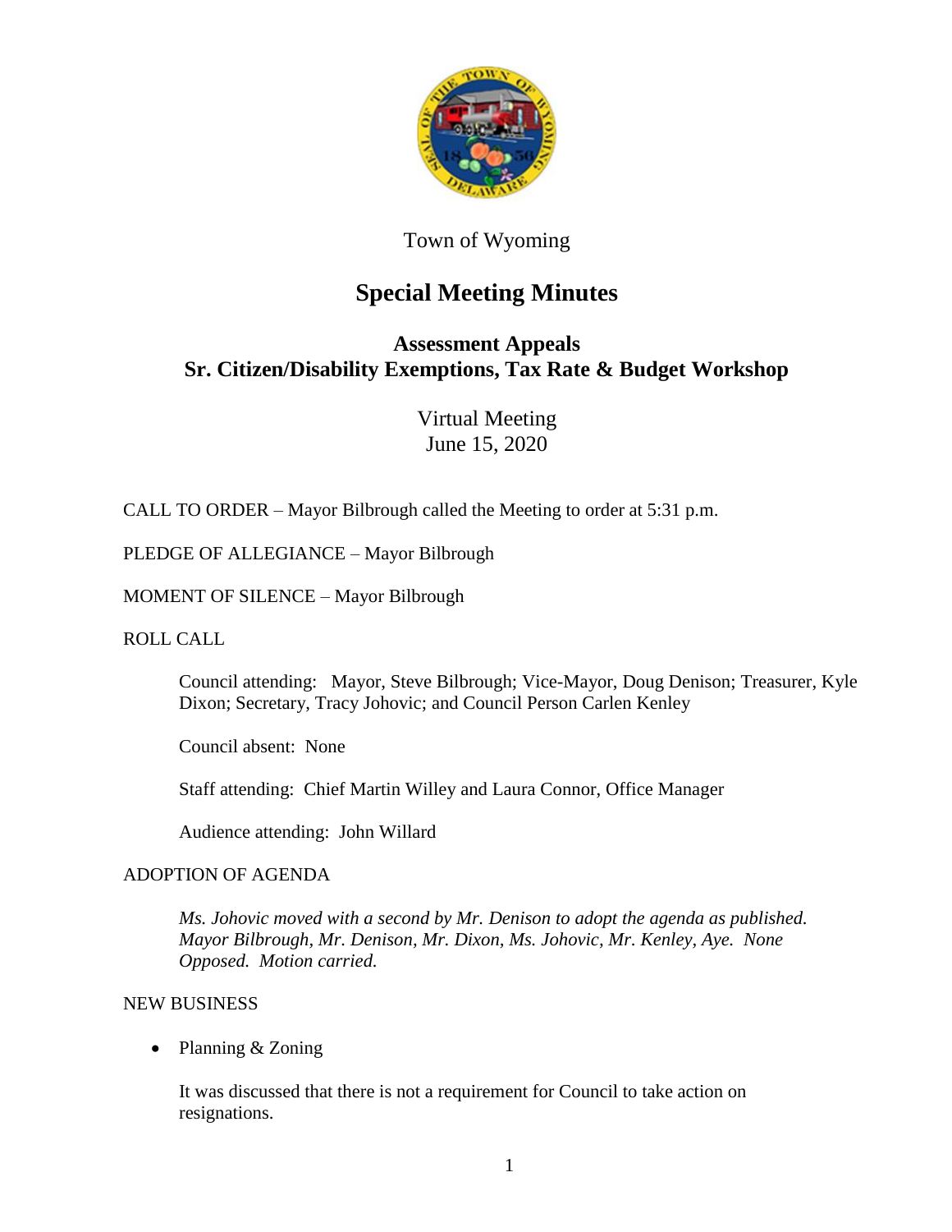Town of Wyoming

# Special Meeting Minutes

## Assessment Appeals
## Sr. Citizen/Disability Exemptions, Tax Rate & Budget Workshop

Virtual Meeting
June 15, 2020

CALL TO ORDER – Mayor Bilbrough called the Meeting to order at 5:31 p.m.

PLEDGE OF ALLEGIANCE – Mayor Bilbrough

MOMENT OF SILENCE – Mayor Bilbrough

ROLL CALL

Council attending: Mayor, Steve Bilbrough; Vice-Mayor, Doug Denison; Treasurer, Kyle Dixon; Secretary, Tracy Johovic; and Council Person Carlen Kenley

Council absent: None

Staff attending: Chief Martin Willey and Laura Connor, Office Manager

Audience attending: John Willard

ADOPTION OF AGENDA

*Ms. Johovic moved with a second by Mr. Denison to adopt the agenda as published. Mayor Bilbrough, Mr. Denison, Mr. Dixon, Ms. Johovic, Mr. Kenley, Aye. None Opposed. Motion carried.*

NEW BUSINESS

- Planning & Zoning

It was discussed that there is not a requirement for Council to take action on resignations.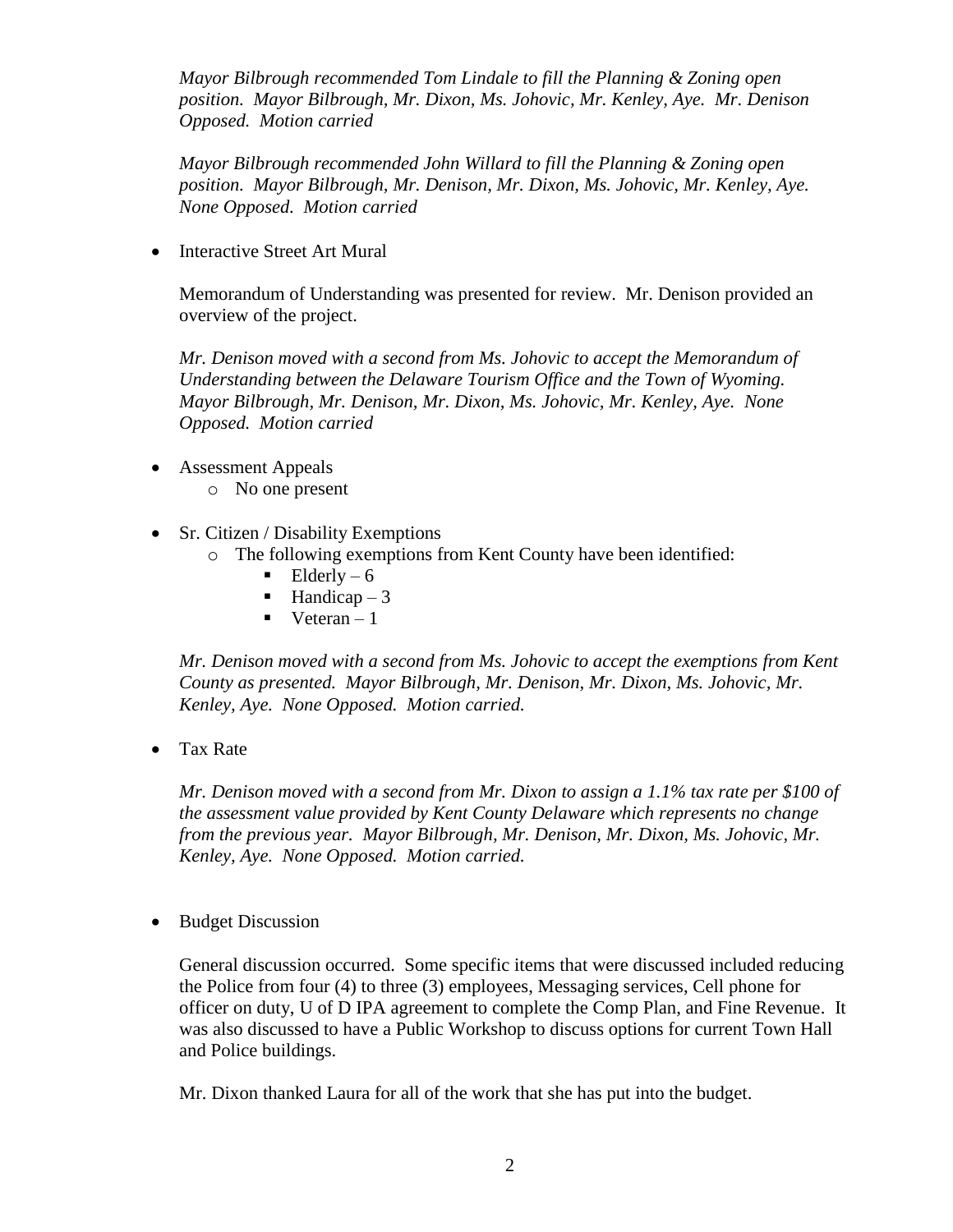*Mayor Bilbrough recommended Tom Lindale to fill the Planning & Zoning open position. Mayor Bilbrough, Mr. Dixon, Ms. Johovic, Mr. Kenley, Aye. Mr. Denison Opposed. Motion carried*

*Mayor Bilbrough recommended John Willard to fill the Planning & Zoning open position. Mayor Bilbrough, Mr. Denison, Mr. Dixon, Ms. Johovic, Mr. Kenley, Aye. None Opposed. Motion carried*

- Interactive Street Art Mural

  Memorandum of Understanding was presented for review. Mr. Denison provided an overview of the project.

  *Mr. Denison moved with a second from Ms. Johovic to accept the Memorandum of Understanding between the Delaware Tourism Office and the Town of Wyoming. Mayor Bilbrough, Mr. Denison, Mr. Dixon, Ms. Johovic, Mr. Kenley, Aye. None Opposed. Motion carried*

- Assessment Appeals
  - No one present

- Sr. Citizen / Disability Exemptions
  - The following exemptions from Kent County have been identified:
    - Elderly – 6
    - Handicap – 3
    - Veteran – 1

  *Mr. Denison moved with a second from Ms. Johovic to accept the exemptions from Kent County as presented. Mayor Bilbrough, Mr. Denison, Mr. Dixon, Ms. Johovic, Mr. Kenley, Aye. None Opposed. Motion carried.*

- Tax Rate

  *Mr. Denison moved with a second from Mr. Dixon to assign a 1.1% tax rate per $100 of the assessment value provided by Kent County Delaware which represents no change from the previous year. Mayor Bilbrough, Mr. Denison, Mr. Dixon, Ms. Johovic, Mr. Kenley, Aye. None Opposed. Motion carried.*

- Budget Discussion

  General discussion occurred. Some specific items that were discussed included reducing the Police from four (4) to three (3) employees, Messaging services, Cell phone for officer on duty, U of D IPA agreement to complete the Comp Plan, and Fine Revenue. It was also discussed to have a Public Workshop to discuss options for current Town Hall and Police buildings.

  Mr. Dixon thanked Laura for all of the work that she has put into the budget.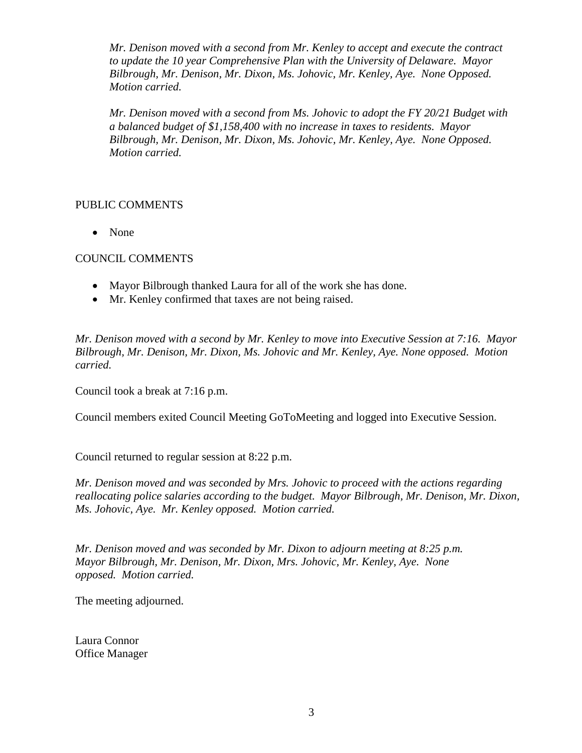*Mr. Denison moved with a second from Mr. Kenley to accept and execute the contract to update the 10 year Comprehensive Plan with the University of Delaware. Mayor Bilbrough, Mr. Denison, Mr. Dixon, Ms. Johovic, Mr. Kenley, Aye. None Opposed. Motion carried.*

*Mr. Denison moved with a second from Ms. Johovic to adopt the FY 20/21 Budget with a balanced budget of $1,158,400 with no increase in taxes to residents. Mayor Bilbrough, Mr. Denison, Mr. Dixon, Ms. Johovic, Mr. Kenley, Aye. None Opposed. Motion carried.*

PUBLIC COMMENTS

- None

COUNCIL COMMENTS

- Mayor Bilbrough thanked Laura for all of the work she has done.
- Mr. Kenley confirmed that taxes are not being raised.

*Mr. Denison moved with a second by Mr. Kenley to move into Executive Session at 7:16. Mayor Bilbrough, Mr. Denison, Mr. Dixon, Ms. Johovic and Mr. Kenley, Aye. None opposed. Motion carried.*

Council took a break at 7:16 p.m.

Council members exited Council Meeting GoToMeeting and logged into Executive Session.

Council returned to regular session at 8:22 p.m.

*Mr. Denison moved and was seconded by Mrs. Johovic to proceed with the actions regarding reallocating police salaries according to the budget. Mayor Bilbrough, Mr. Denison, Mr. Dixon, Ms. Johovic, Aye. Mr. Kenley opposed. Motion carried.*

*Mr. Denison moved and was seconded by Mr. Dixon to adjourn meeting at 8:25 p.m. Mayor Bilbrough, Mr. Denison, Mr. Dixon, Mrs. Johovic, Mr. Kenley, Aye. None opposed. Motion carried.*

The meeting adjourned.

Laura Connor
Office Manager